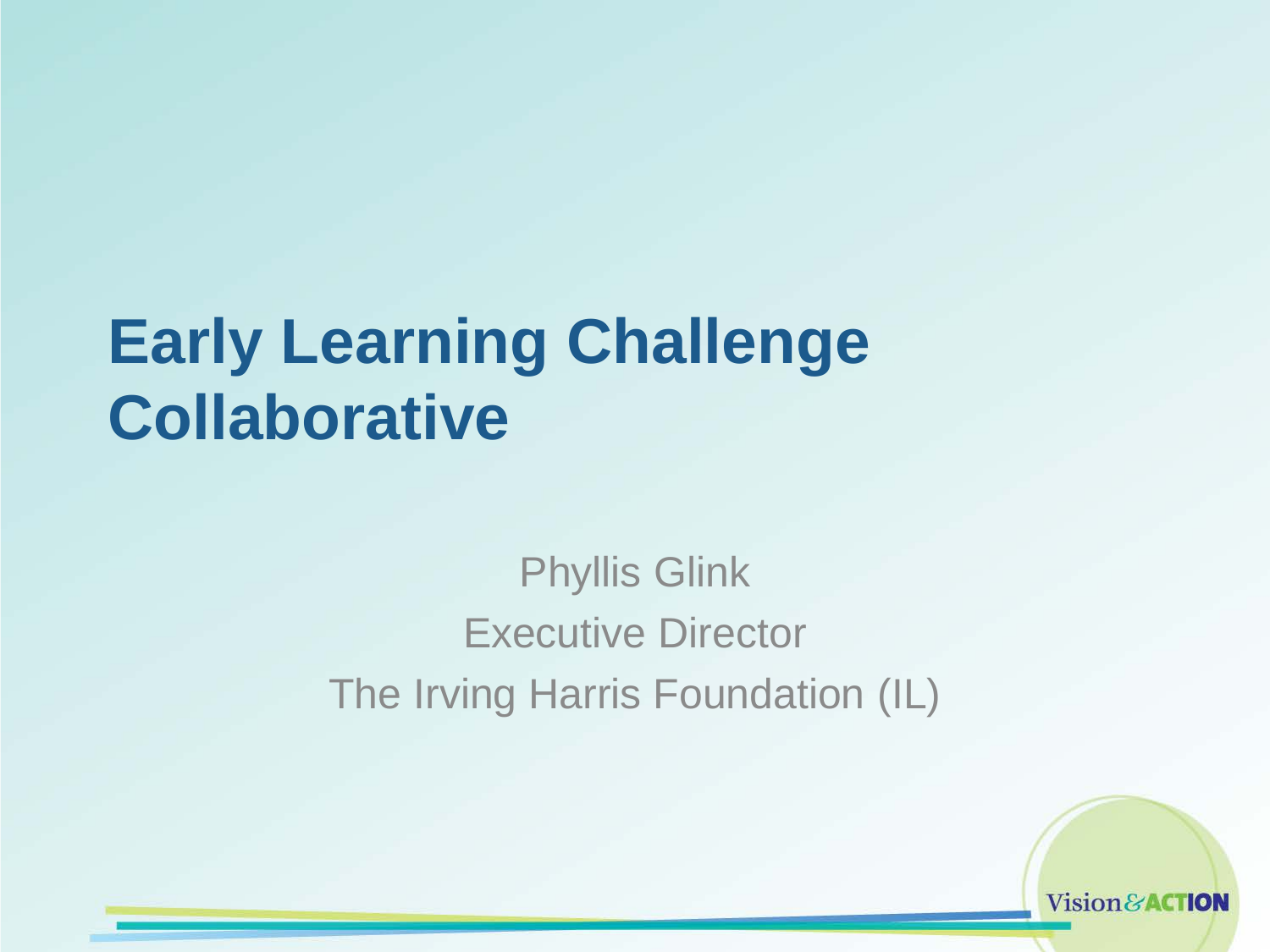# Early Learning Challenge Collaborative

Phyllis Glink

Executive Director

The Irving Harris Foundation (IL)

Vision&ACTION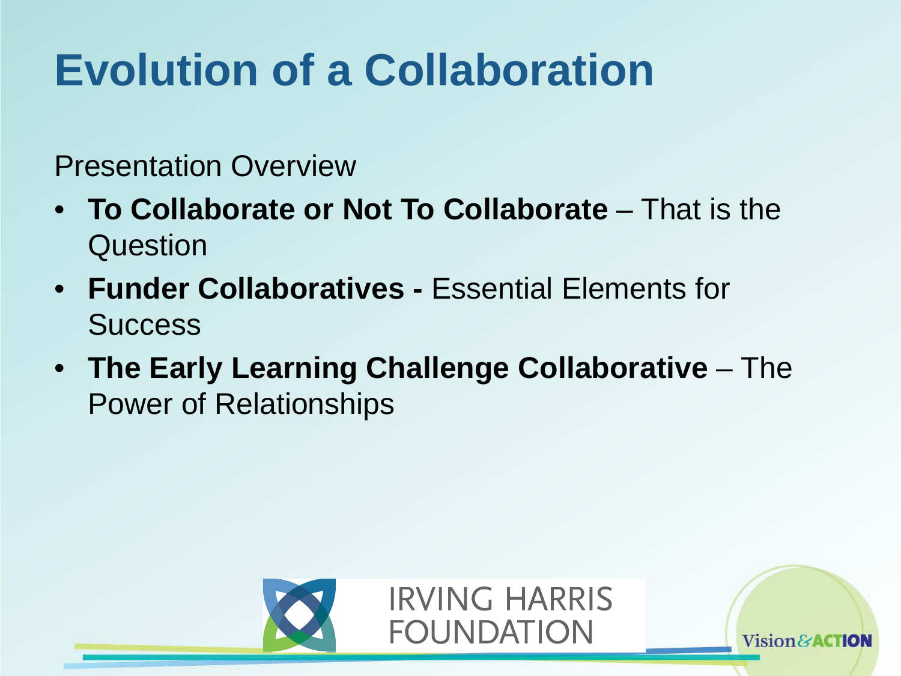# Evolution of a Collaboration

Presentation Overview

- **To Collaborate or Not To Collaborate** – That is the Question
- **Funder Collaboratives -** Essential Elements for Success
- **The Early Learning Challenge Collaborative** – The Power of Relationships

IRVING HARRIS FOUNDATION

Vision&ACTION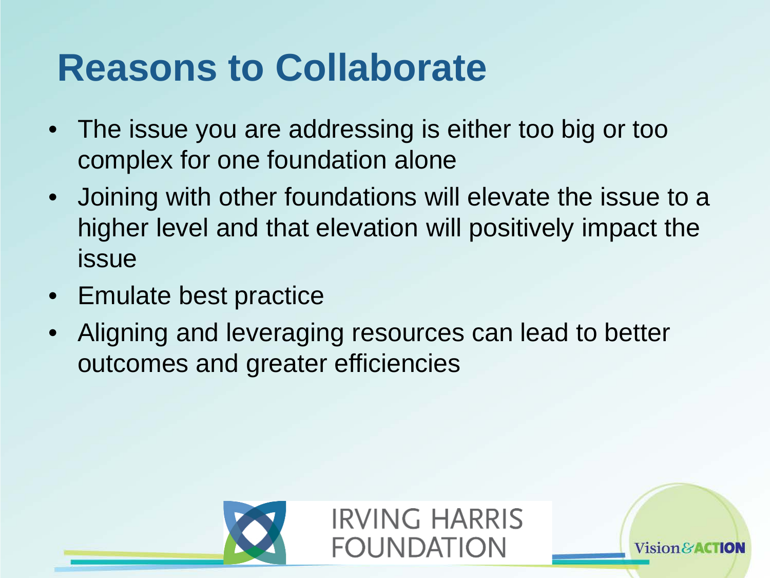# Reasons to Collaborate

- The issue you are addressing is either too big or too complex for one foundation alone
- Joining with other foundations will elevate the issue to a higher level and that elevation will positively impact the issue
- Emulate best practice
- Aligning and leveraging resources can lead to better outcomes and greater efficiencies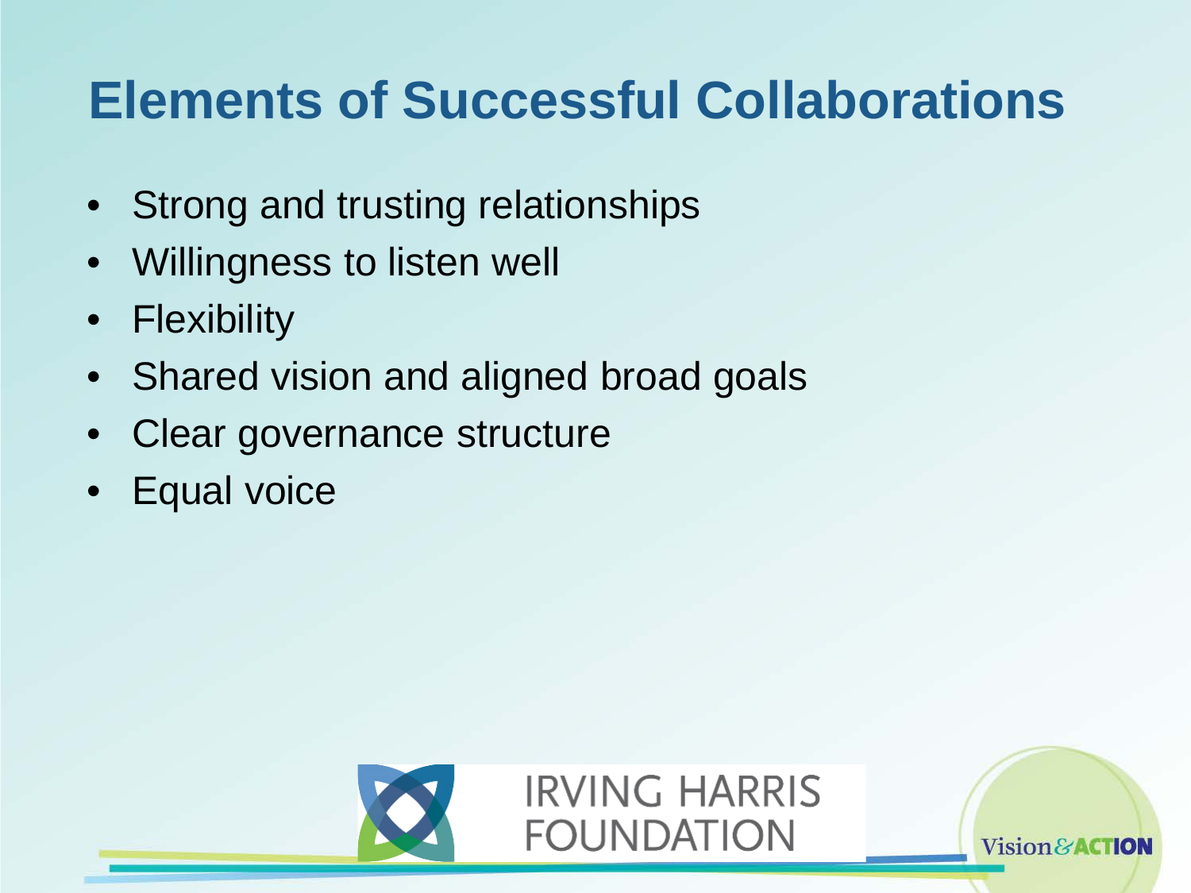# Elements of Successful Collaborations

- Strong and trusting relationships
- Willingness to listen well
- Flexibility
- Shared vision and aligned broad goals
- Clear governance structure
- Equal voice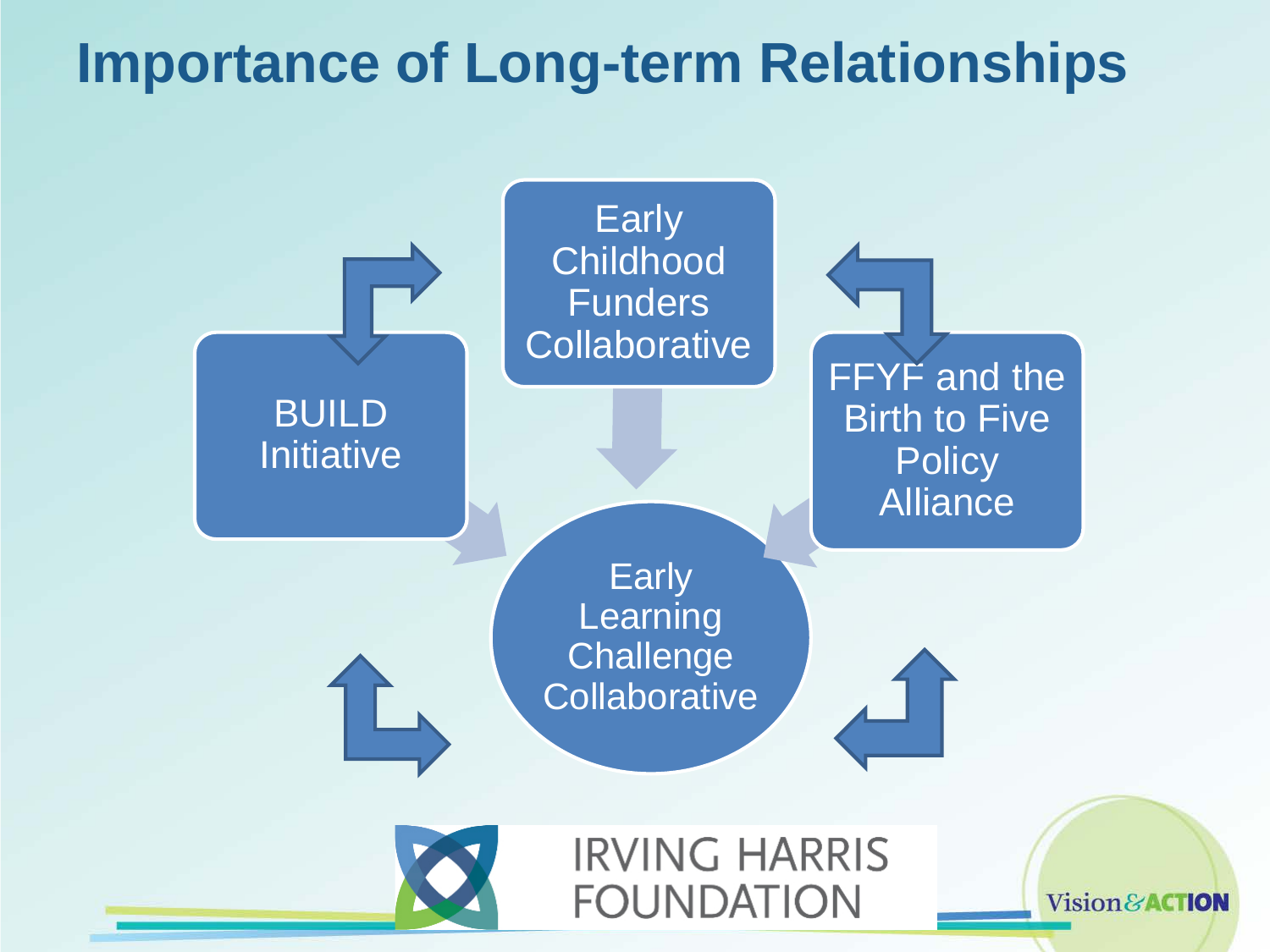# Importance of Long-term Relationships

Early Childhood Funders Collaborative

BUILD Initiative

FFYF and the Birth to Five Policy Alliance

Early Learning Challenge Collaborative

IRVING HARRIS FOUNDATION

Vision&ACTION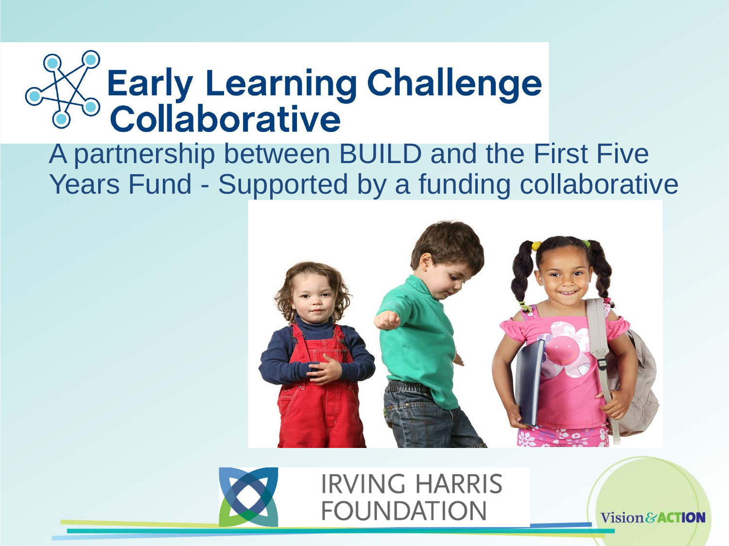# Early Learning Challenge Collaborative

A partnership between BUILD and the First Five Years Fund - Supported by a funding collaborative

IRVING HARRIS FOUNDATION

Vision & ACTION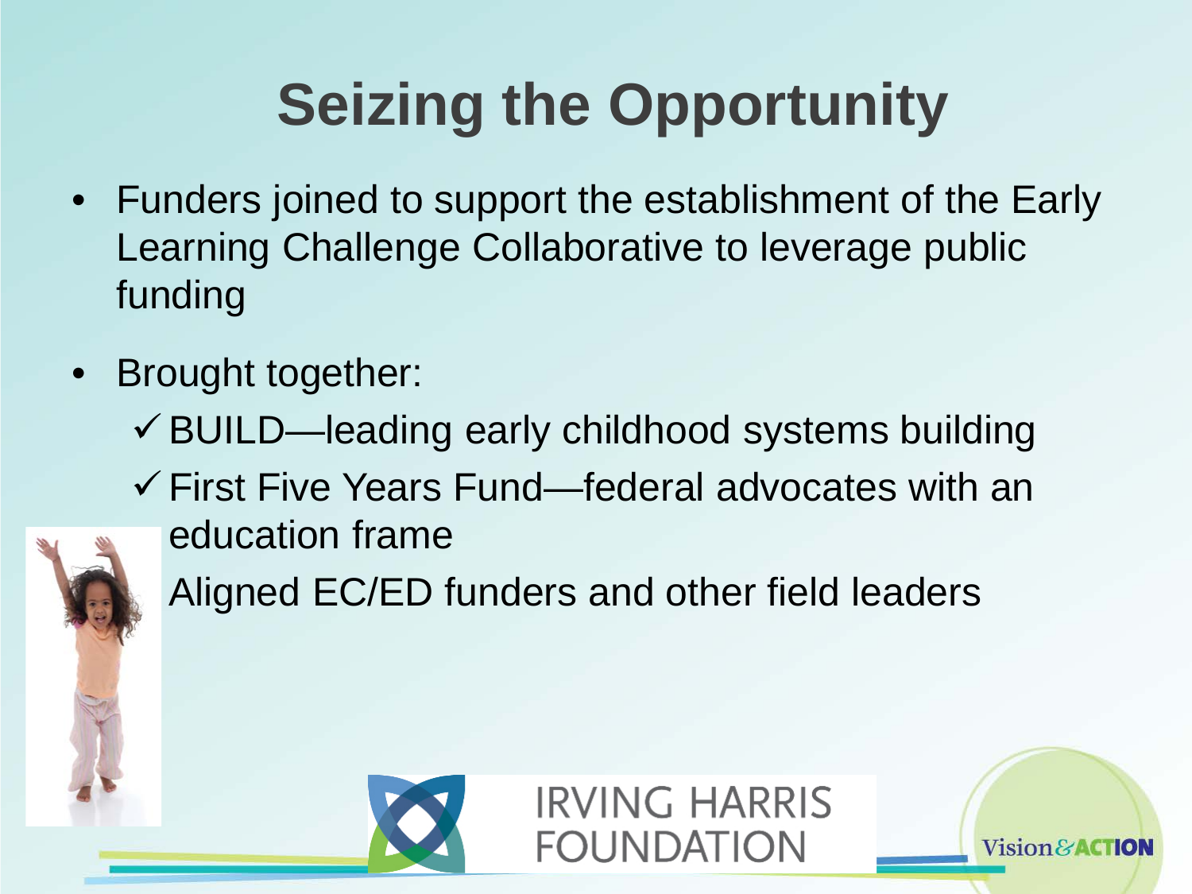# Seizing the Opportunity

- Funders joined to support the establishment of the Early Learning Challenge Collaborative to leverage public funding
- Brought together:
  - ✓ BUILD—leading early childhood systems building
  - ✓ First Five Years Fund—federal advocates with an education frame
  - Aligned EC/ED funders and other field leaders

IRVING HARRIS FOUNDATION

Vision&ACTION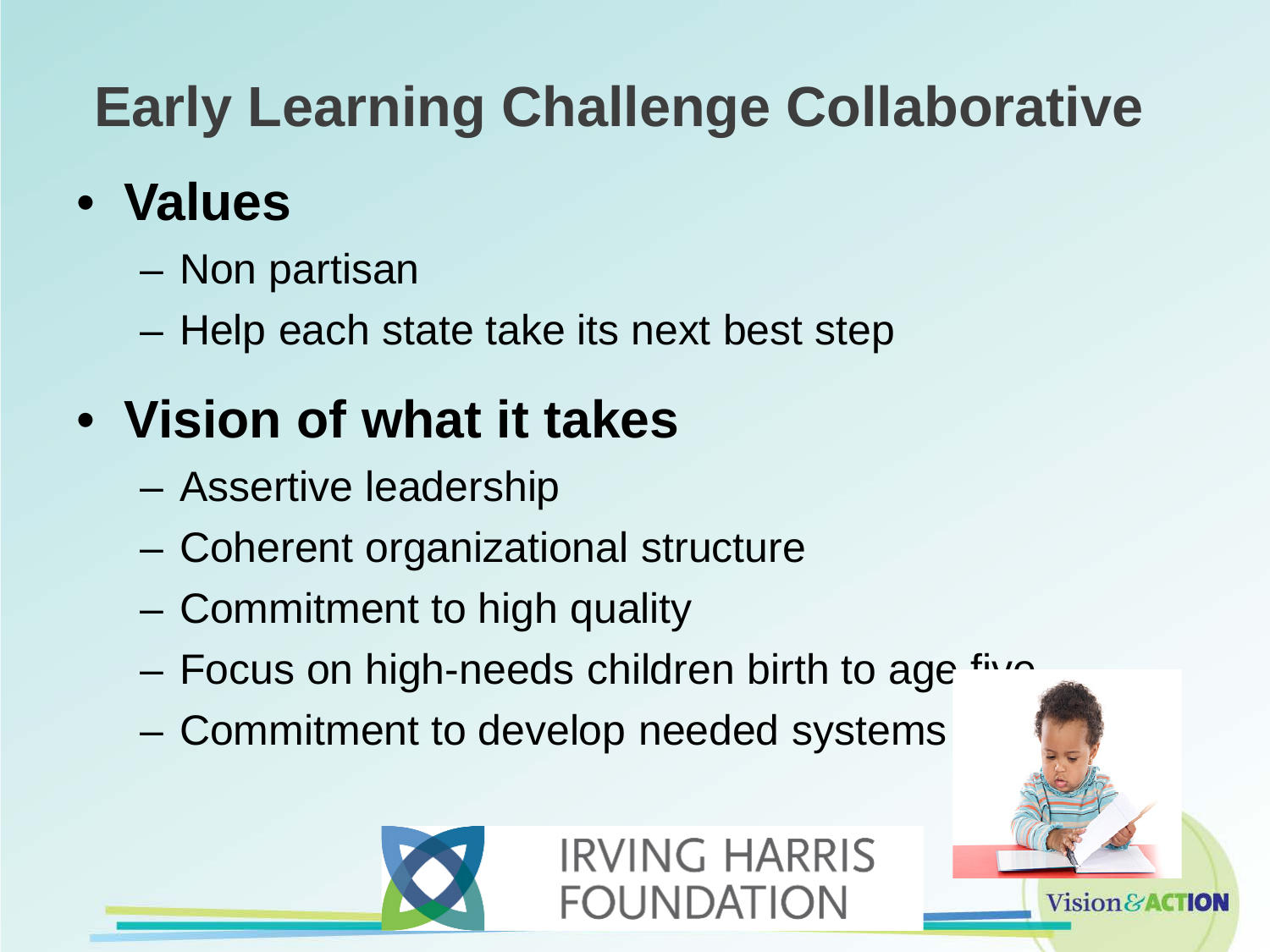# Early Learning Challenge Collaborative

- **Values**
  - Non partisan
  - Help each state take its next best step
- **Vision of what it takes**
  - Assertive leadership
  - Coherent organizational structure
  - Commitment to high quality
  - Focus on high-needs children birth to age five
  - Commitment to develop needed systems

IRVING HARRIS FOUNDATION

Vision&ACTION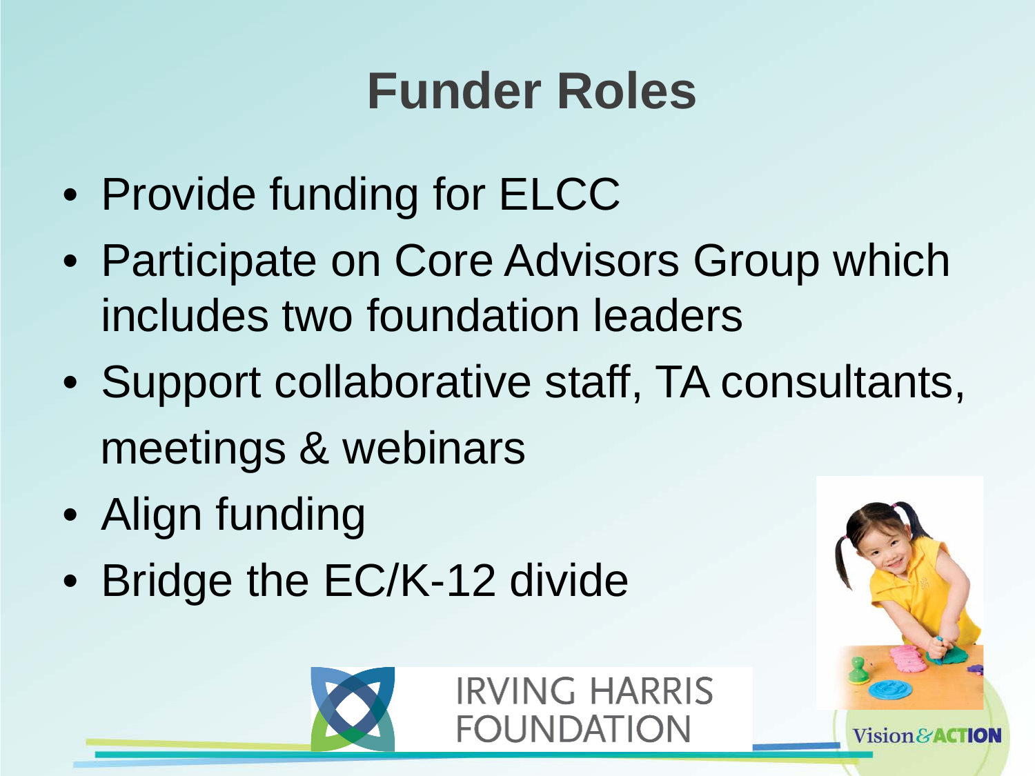# Funder Roles

- Provide funding for ELCC
- Participate on Core Advisors Group which includes two foundation leaders
- Support collaborative staff, TA consultants, meetings & webinars
- Align funding
- Bridge the EC/K-12 divide

IRVING HARRIS FOUNDATION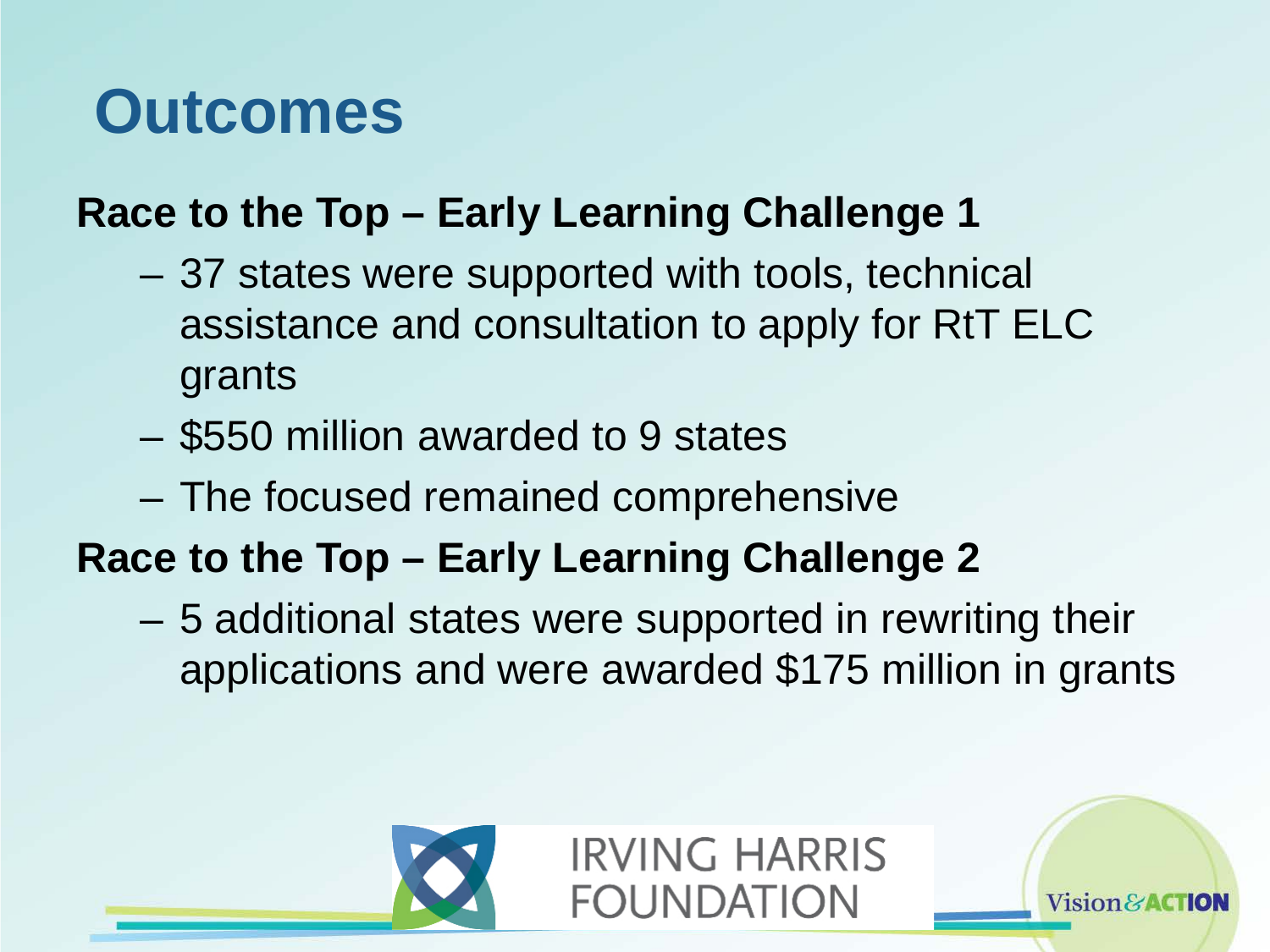# Outcomes

**Race to the Top – Early Learning Challenge 1**

- 37 states were supported with tools, technical assistance and consultation to apply for RtT ELC grants
- $550 million awarded to 9 states
- The focused remained comprehensive

**Race to the Top – Early Learning Challenge 2**

- 5 additional states were supported in rewriting their applications and were awarded $175 million in grants

IRVING HARRIS FOUNDATION

Vision&ACTION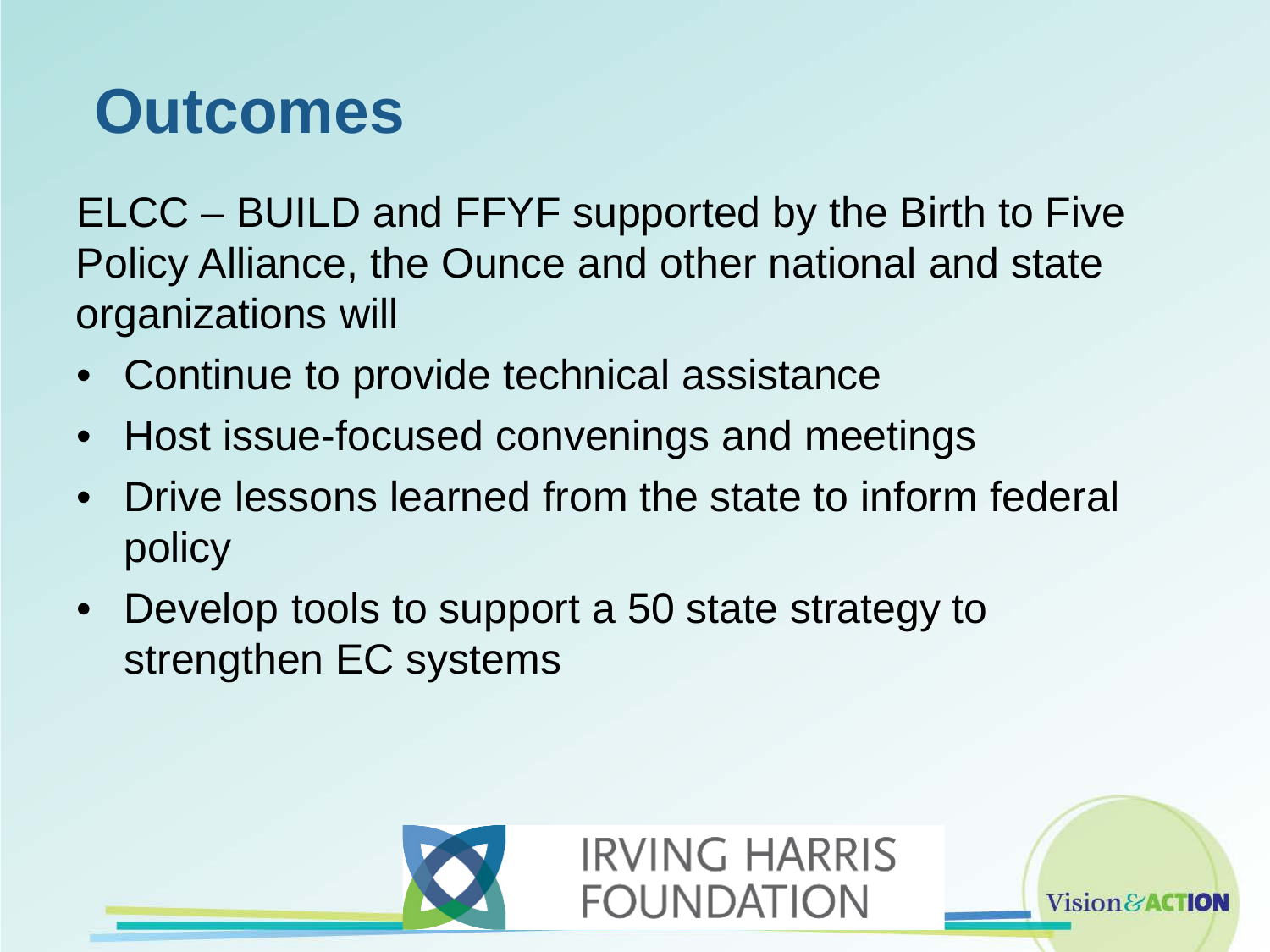# Outcomes

ELCC – BUILD and FFYF supported by the Birth to Five Policy Alliance, the Ounce and other national and state organizations will

- Continue to provide technical assistance
- Host issue-focused convenings and meetings
- Drive lessons learned from the state to inform federal policy
- Develop tools to support a 50 state strategy to strengthen EC systems